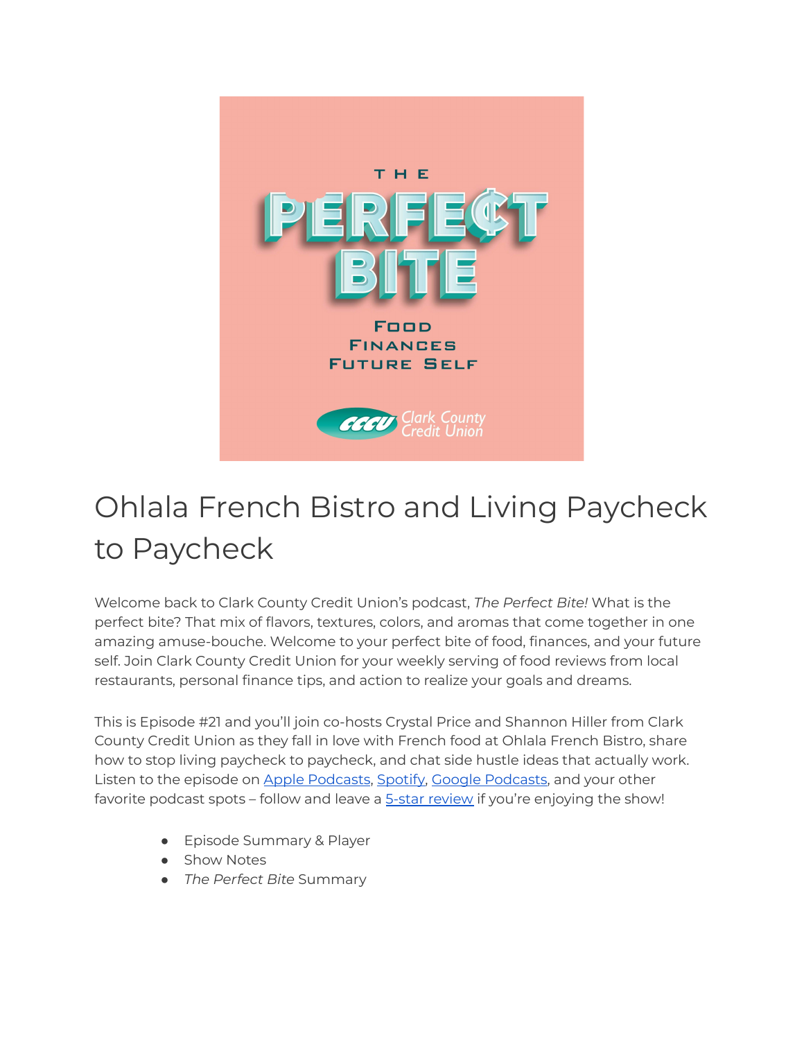# Ohlala French Bistro and Living Paycheck to Paycheck

Welcome back to Clark County Credit Union's podcast, *The Perfect Bite!* What is the perfect bite? That mix of flavors, textures, colors, and aromas that come together in one amazing amuse-bouche. Welcome to your perfect bite of food, finances, and your future self. Join Clark County Credit Union for your weekly serving of food reviews from local restaurants, personal finance tips, and action to realize your goals and dreams.

This is Episode #21 and you'll join co-hosts Crystal Price and Shannon Hiller from Clark County Credit Union as they fall in love with French food at Ohlala French Bistro, share how to stop living paycheck to paycheck, and chat side hustle ideas that actually work. Listen to the episode on Apple Podcasts, Spotify, Google Podcasts, and your other favorite podcast spots – follow and leave a 5-star review if you're enjoying the show!

- Episode Summary & Player
- Show Notes
- *The Perfect Bite* Summary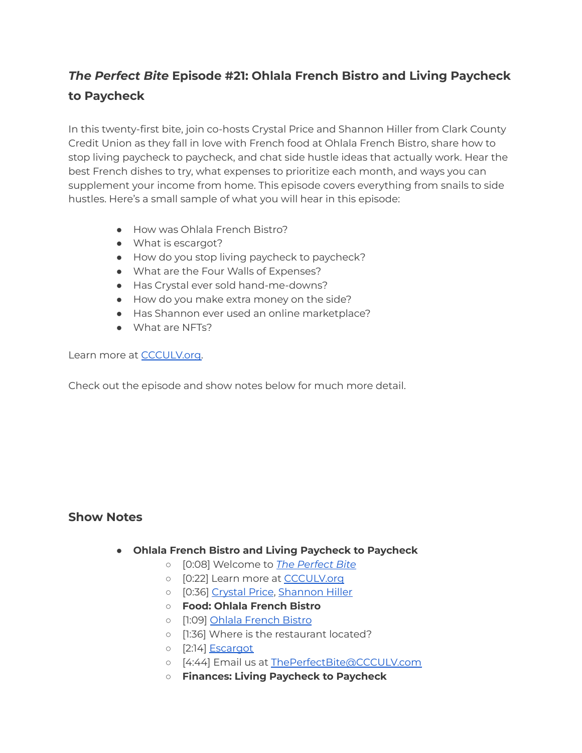## *The Perfect Bite* Episode #21: Ohlala French Bistro and Living Paycheck to Paycheck

In this twenty-first bite, join co-hosts Crystal Price and Shannon Hiller from Clark County Credit Union as they fall in love with French food at Ohlala French Bistro, share how to stop living paycheck to paycheck, and chat side hustle ideas that actually work. Hear the best French dishes to try, what expenses to prioritize each month, and ways you can supplement your income from home. This episode covers everything from snails to side hustles. Here's a small sample of what you will hear in this episode:

- How was Ohlala French Bistro?
- What is escargot?
- How do you stop living paycheck to paycheck?
- What are the Four Walls of Expenses?
- Has Crystal ever sold hand-me-downs?
- How do you make extra money on the side?
- Has Shannon ever used an online marketplace?
- What are NFTs?

Learn more at [CCCULV.org](CCCULV.org).

Check out the episode and show notes below for much more detail.

## Show Notes

- **Ohlala French Bistro and Living Paycheck to Paycheck**
    - [0:08] Welcome to [*The Perfect Bite*](The Perfect Bite)
    - [0:22] Learn more at [CCCULV.org](CCCULV.org)
    - [0:36] [Crystal Price](Crystal Price), [Shannon Hiller](Shannon Hiller)
    - **Food: Ohlala French Bistro**
    - [1:09] [Ohlala French Bistro](Ohlala French Bistro)
    - [1:36] Where is the restaurant located?
    - [2:14] [Escargot](Escargot)
    - [4:44] Email us at [ThePerfectBite@CCCULV.com](mailto:ThePerfectBite@CCCULV.com)
    - **Finances: Living Paycheck to Paycheck**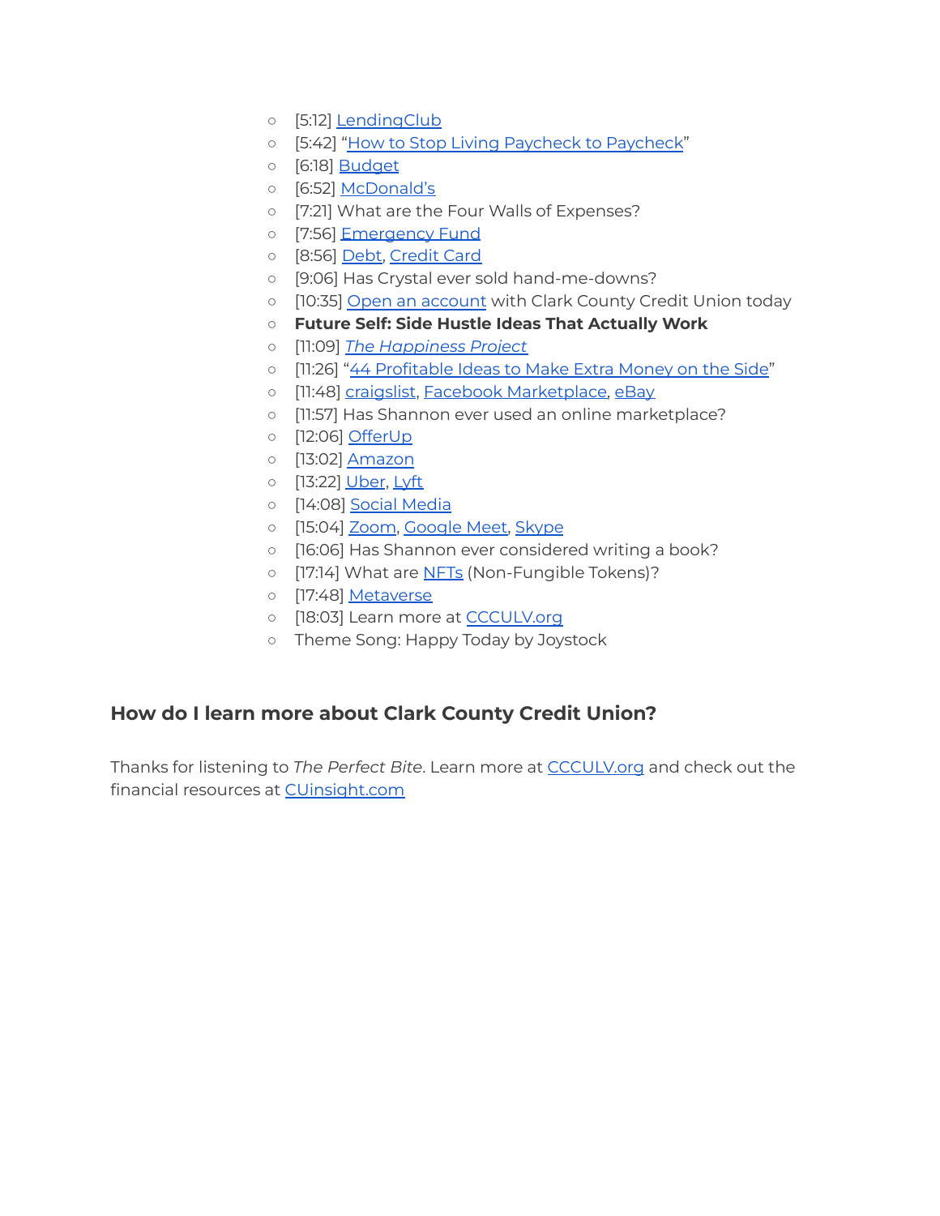- [5:12] LendingClub
- [5:42] "How to Stop Living Paycheck to Paycheck"
- [6:18] Budget
- [6:52] McDonald's
- [7:21] What are the Four Walls of Expenses?
- [7:56] Emergency Fund
- [8:56] Debt, Credit Card
- [9:06] Has Crystal ever sold hand-me-downs?
- [10:35] Open an account with Clark County Credit Union today
- **Future Self: Side Hustle Ideas That Actually Work**
- [11:09] *The Happiness Project*
- [11:26] "44 Profitable Ideas to Make Extra Money on the Side"
- [11:48] craigslist, Facebook Marketplace, eBay
- [11:57] Has Shannon ever used an online marketplace?
- [12:06] OfferUp
- [13:02] Amazon
- [13:22] Uber, Lyft
- [14:08] Social Media
- [15:04] Zoom, Google Meet, Skype
- [16:06] Has Shannon ever considered writing a book?
- [17:14] What are NFTs (Non-Fungible Tokens)?
- [17:48] Metaverse
- [18:03] Learn more at CCCULV.org
- Theme Song: Happy Today by Joystock

## How do I learn more about Clark County Credit Union?

Thanks for listening to *The Perfect Bite*. Learn more at CCCULV.org and check out the financial resources at CUinsight.com